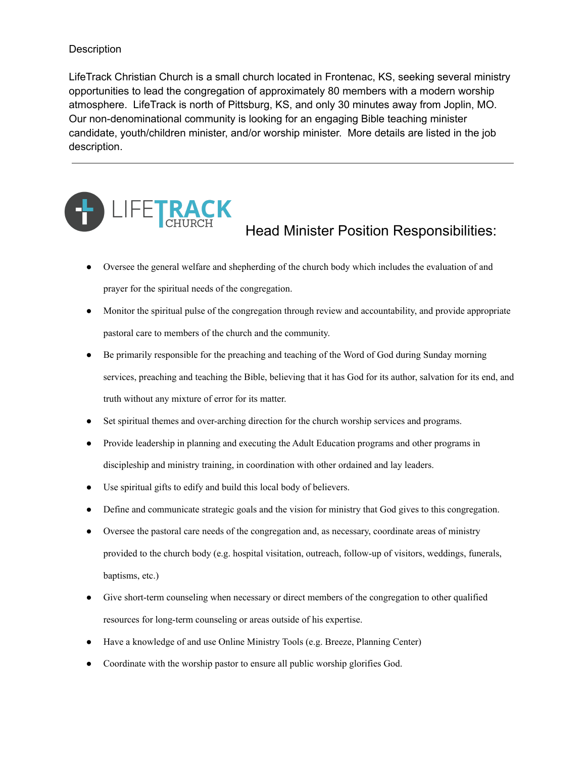Description

LifeTrack Christian Church is a small church located in Frontenac, KS, seeking several ministry opportunities to lead the congregation of approximately 80 members with a modern worship atmosphere. LifeTrack is north of Pittsburg, KS, and only 30 minutes away from Joplin, MO. Our non-denominational community is looking for an engaging Bible teaching minister candidate, youth/children minister, and/or worship minister. More details are listed in the job description.

---

LIFETRACK CHURCH

## Head Minister Position Responsibilities:

- Oversee the general welfare and shepherding of the church body which includes the evaluation of and prayer for the spiritual needs of the congregation.
- Monitor the spiritual pulse of the congregation through review and accountability, and provide appropriate pastoral care to members of the church and the community.
- Be primarily responsible for the preaching and teaching of the Word of God during Sunday morning services, preaching and teaching the Bible, believing that it has God for its author, salvation for its end, and truth without any mixture of error for its matter.
- Set spiritual themes and over-arching direction for the church worship services and programs.
- Provide leadership in planning and executing the Adult Education programs and other programs in discipleship and ministry training, in coordination with other ordained and lay leaders.
- Use spiritual gifts to edify and build this local body of believers.
- Define and communicate strategic goals and the vision for ministry that God gives to this congregation.
- Oversee the pastoral care needs of the congregation and, as necessary, coordinate areas of ministry provided to the church body (e.g. hospital visitation, outreach, follow-up of visitors, weddings, funerals, baptisms, etc.)
- Give short-term counseling when necessary or direct members of the congregation to other qualified resources for long-term counseling or areas outside of his expertise.
- Have a knowledge of and use Online Ministry Tools (e.g. Breeze, Planning Center)
- Coordinate with the worship pastor to ensure all public worship glorifies God.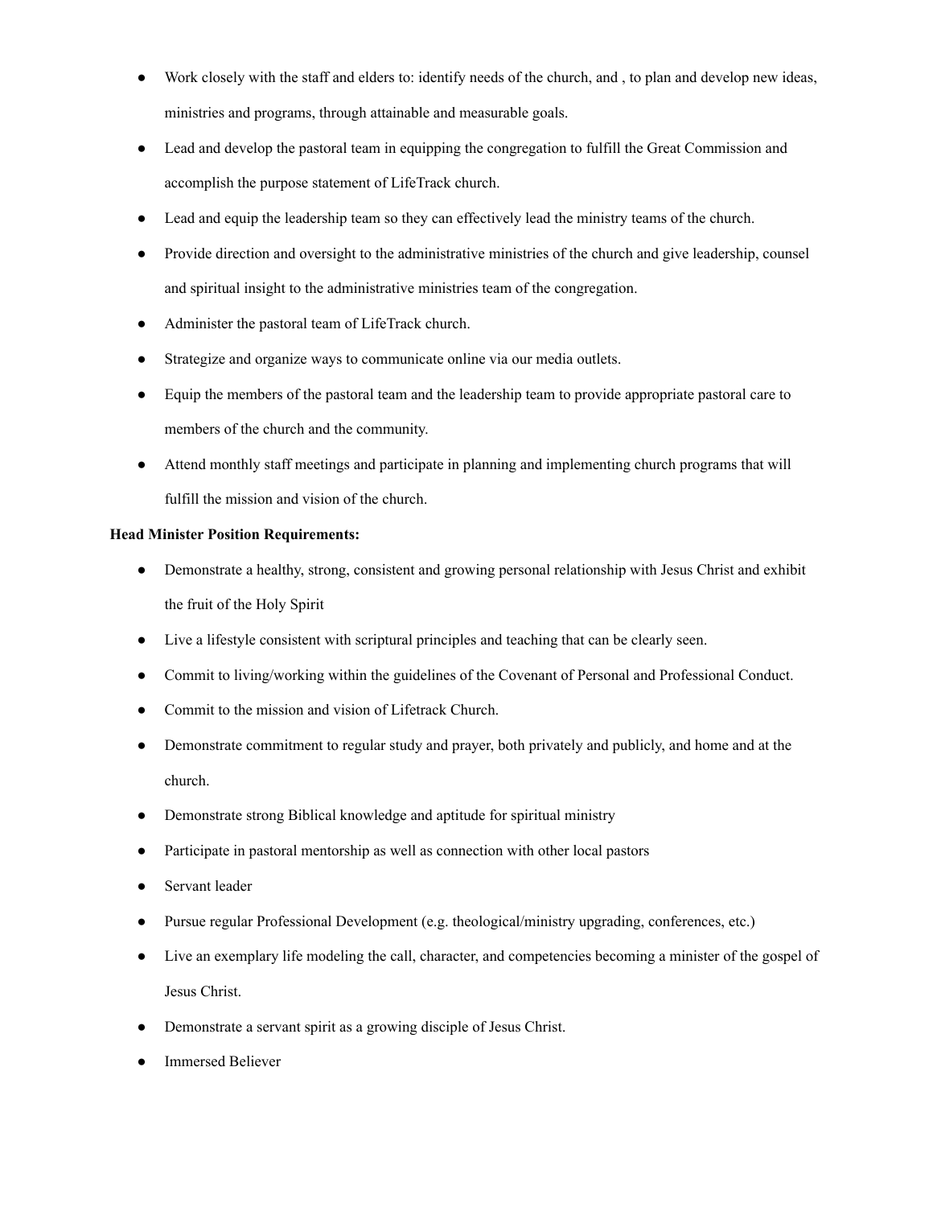- Work closely with the staff and elders to: identify needs of the church, and , to plan and develop new ideas, ministries and programs, through attainable and measurable goals.
- Lead and develop the pastoral team in equipping the congregation to fulfill the Great Commission and accomplish the purpose statement of LifeTrack church.
- Lead and equip the leadership team so they can effectively lead the ministry teams of the church.
- Provide direction and oversight to the administrative ministries of the church and give leadership, counsel and spiritual insight to the administrative ministries team of the congregation.
- Administer the pastoral team of LifeTrack church.
- Strategize and organize ways to communicate online via our media outlets.
- Equip the members of the pastoral team and the leadership team to provide appropriate pastoral care to members of the church and the community.
- Attend monthly staff meetings and participate in planning and implementing church programs that will fulfill the mission and vision of the church.

**Head Minister Position Requirements:**

- Demonstrate a healthy, strong, consistent and growing personal relationship with Jesus Christ and exhibit the fruit of the Holy Spirit
- Live a lifestyle consistent with scriptural principles and teaching that can be clearly seen.
- Commit to living/working within the guidelines of the Covenant of Personal and Professional Conduct.
- Commit to the mission and vision of Lifetrack Church.
- Demonstrate commitment to regular study and prayer, both privately and publicly, and home and at the church.
- Demonstrate strong Biblical knowledge and aptitude for spiritual ministry
- Participate in pastoral mentorship as well as connection with other local pastors
- Servant leader
- Pursue regular Professional Development (e.g. theological/ministry upgrading, conferences, etc.)
- Live an exemplary life modeling the call, character, and competencies becoming a minister of the gospel of Jesus Christ.
- Demonstrate a servant spirit as a growing disciple of Jesus Christ.
- Immersed Believer